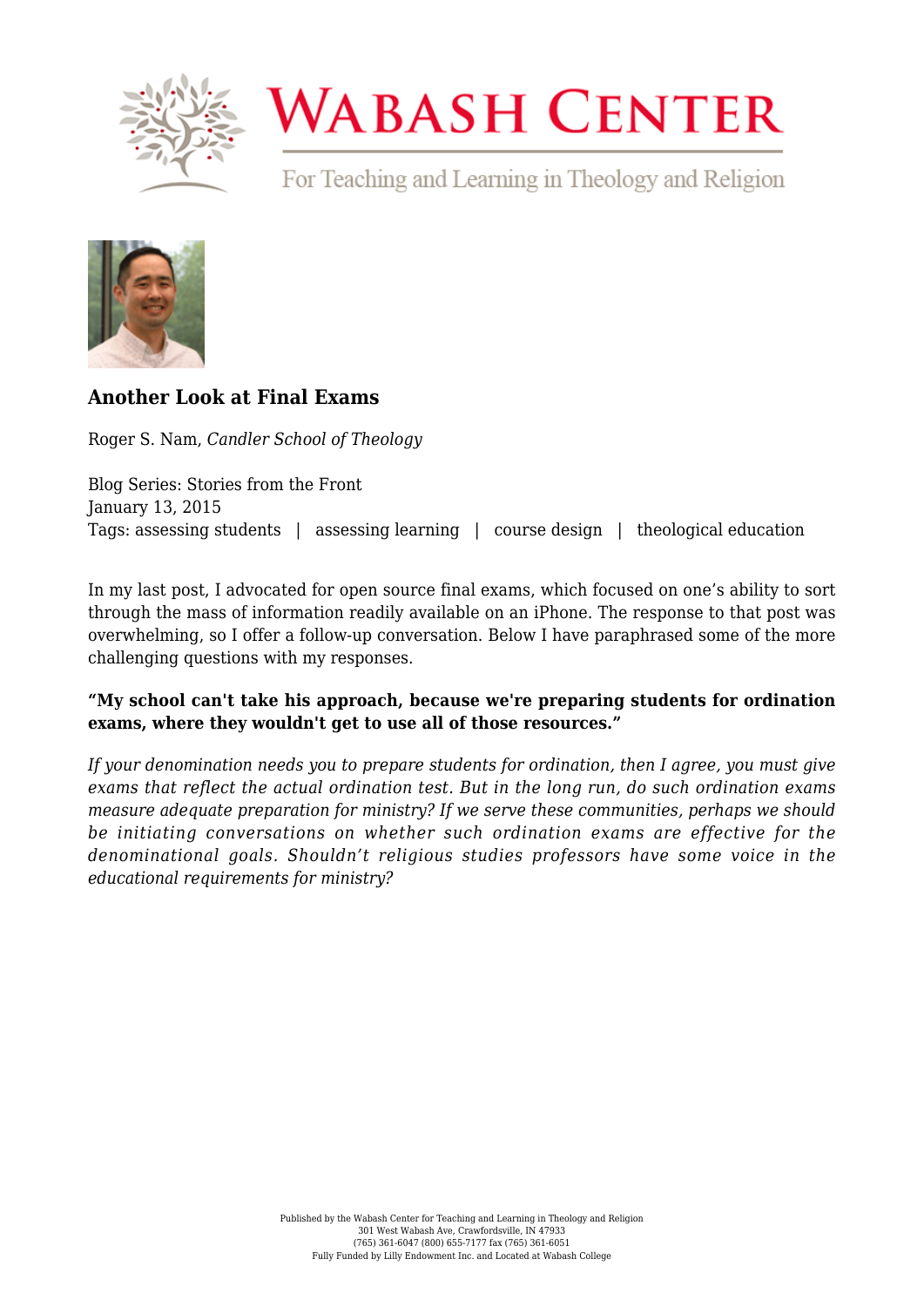# Another Look at Final Exams

Roger S. Nam, *Candler School of Theology*

Blog Series: Stories from the Front
January 13, 2015
Tags: assessing students | assessing learning | course design | theological education

In my last post, I advocated for open source final exams, which focused on one's ability to sort through the mass of information readily available on an iPhone. The response to that post was overwhelming, so I offer a follow-up conversation. Below I have paraphrased some of the more challenging questions with my responses.

**"My school can't take his approach, because we're preparing students for ordination exams, where they wouldn't get to use all of those resources."**

*If your denomination needs you to prepare students for ordination, then I agree, you must give exams that reflect the actual ordination test. But in the long run, do such ordination exams measure adequate preparation for ministry? If we serve these communities, perhaps we should be initiating conversations on whether such ordination exams are effective for the denominational goals. Shouldn't religious studies professors have some voice in the educational requirements for ministry?*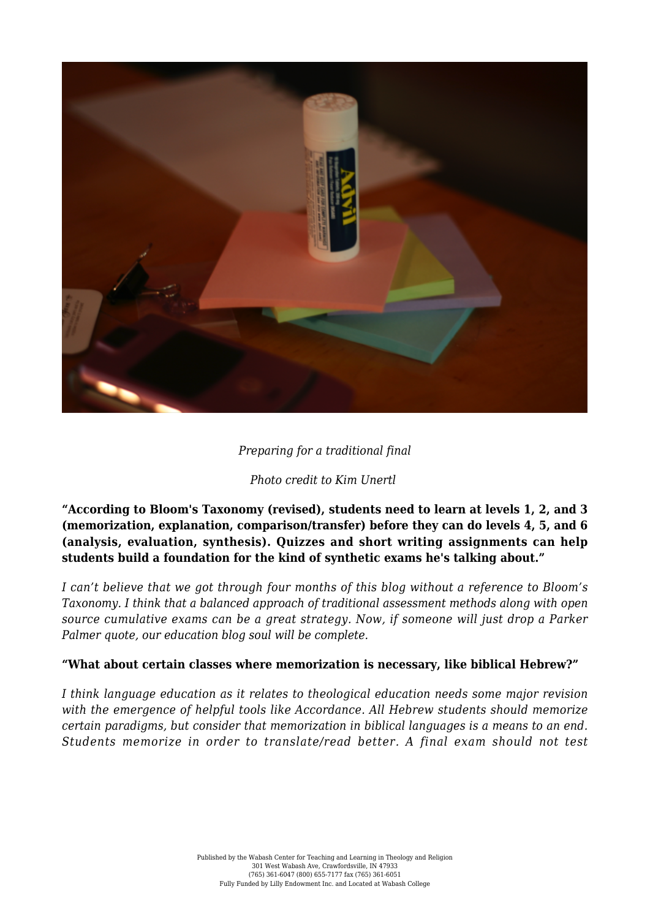*Preparing for a traditional final*

*Photo credit to Kim Unertl*

**"According to Bloom's Taxonomy (revised), students need to learn at levels 1, 2, and 3 (memorization, explanation, comparison/transfer) before they can do levels 4, 5, and 6 (analysis, evaluation, synthesis). Quizzes and short writing assignments can help students build a foundation for the kind of synthetic exams he's talking about."**

*I can't believe that we got through four months of this blog without a reference to Bloom's Taxonomy. I think that a balanced approach of traditional assessment methods along with open source cumulative exams can be a great strategy. Now, if someone will just drop a Parker Palmer quote, our education blog soul will be complete.*

**"What about certain classes where memorization is necessary, like biblical Hebrew?"**

*I think language education as it relates to theological education needs some major revision with the emergence of helpful tools like Accordance. All Hebrew students should memorize certain paradigms, but consider that memorization in biblical languages is a means to an end. Students memorize in order to translate/read better. A final exam should not test*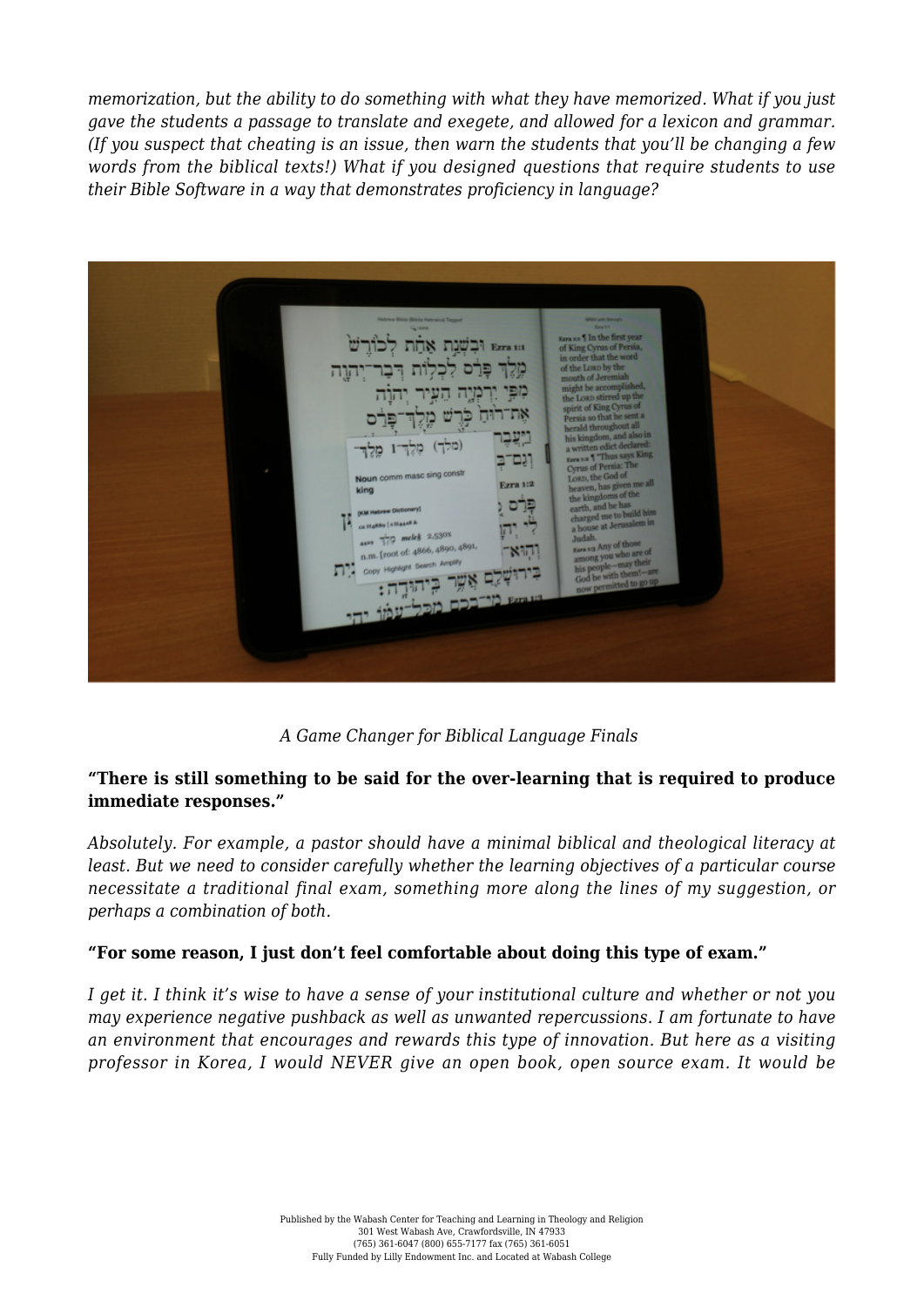*memorization, but the ability to do something with what they have memorized. What if you just gave the students a passage to translate and exegete, and allowed for a lexicon and grammar. (If you suspect that cheating is an issue, then warn the students that you'll be changing a few words from the biblical texts!) What if you designed questions that require students to use their Bible Software in a way that demonstrates proficiency in language?*

*A Game Changer for Biblical Language Finals*

**"There is still something to be said for the over-learning that is required to produce immediate responses."**

*Absolutely. For example, a pastor should have a minimal biblical and theological literacy at least. But we need to consider carefully whether the learning objectives of a particular course necessitate a traditional final exam, something more along the lines of my suggestion, or perhaps a combination of both.*

**"For some reason, I just don't feel comfortable about doing this type of exam."**

*I get it. I think it's wise to have a sense of your institutional culture and whether or not you may experience negative pushback as well as unwanted repercussions. I am fortunate to have an environment that encourages and rewards this type of innovation. But here as a visiting professor in Korea, I would NEVER give an open book, open source exam. It would be*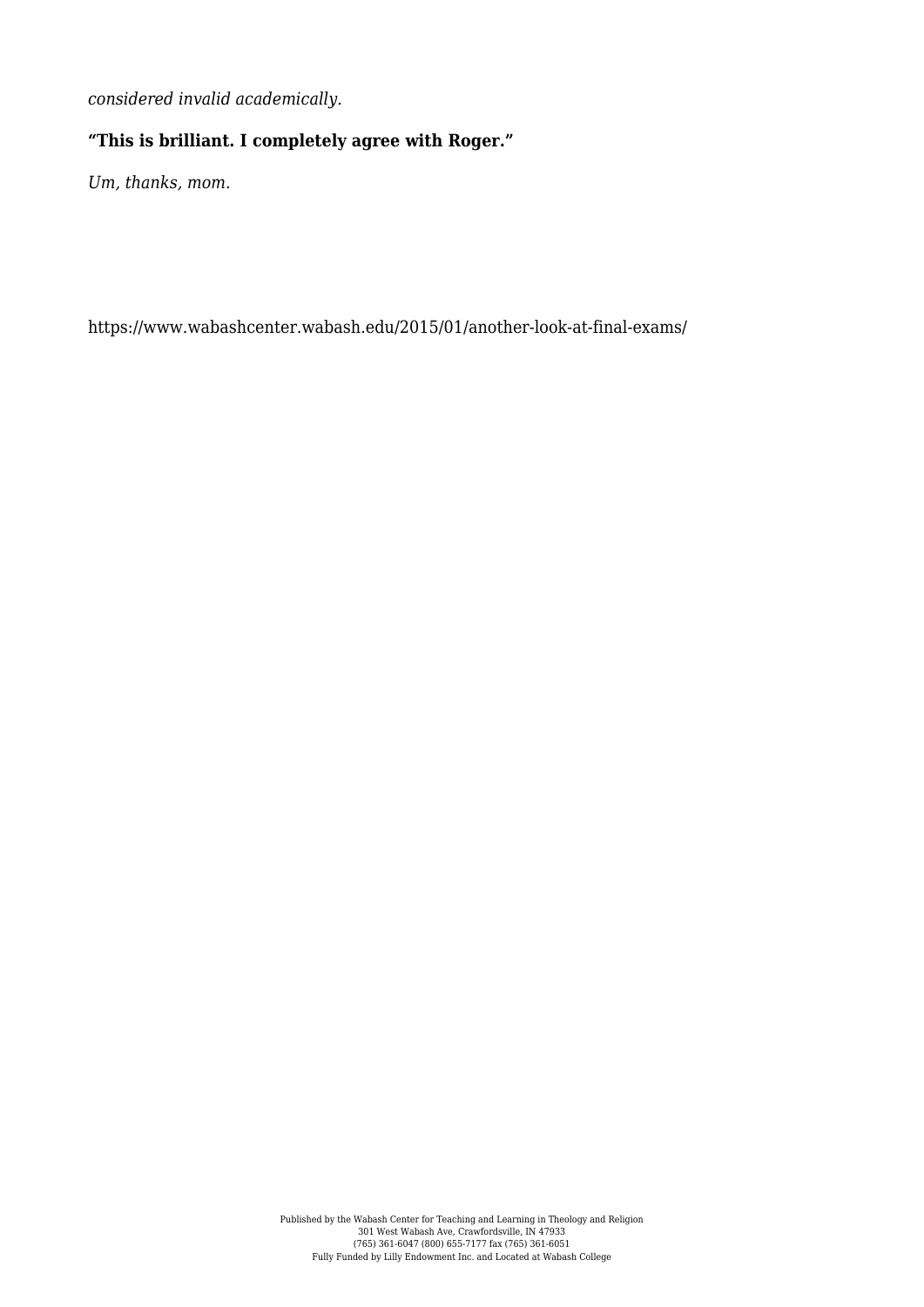*considered invalid academically.*

**"This is brilliant. I completely agree with Roger."**

*Um, thanks, mom.*

https://www.wabashcenter.wabash.edu/2015/01/another-look-at-final-exams/